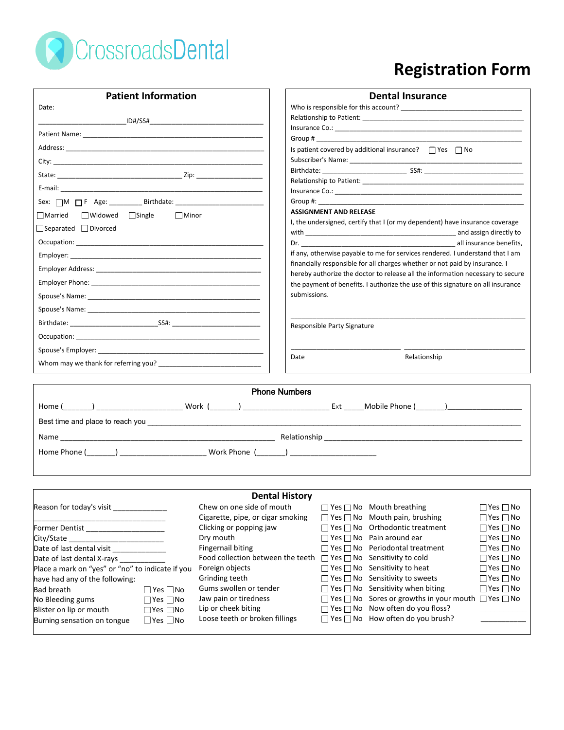CrossroadsDental

# Registration Form

## Patient Information

Date:

______________________ID#/SS#______________________________

Patient Name: ____________________________________________

Address: ________________________________________________

City: ___________________________________________________

State: _______________________________ Zip: _______________

E-mail: _________________________________________________

Sex: ☐M ☐F Age: ________ Birthdate: ____________________

☐Married ☐Widowed ☐Single ☐Minor

☐Separated ☐Divorced

Occupation: ______________________________________________

Employer: _______________________________________________

Employer Address: _________________________________________

Employer Phone: __________________________________________

Spouse's Name: ___________________________________________

Spouse's Name: ___________________________________________

Birthdate: ______________________SS#: _____________________

Occupation: ______________________________________________

Spouse's Employer: ________________________________________

Whom may we thank for referring you? _______________________

## Dental Insurance

Who is responsible for this account? ___________________________

Relationship to Patient: ____________________________________

Insurance Co.: __________________________________________

Group # _______________________________________________

Is patient covered by additional insurance? ☐Yes ☐No

Subscriber's Name: _______________________________________

Birthdate: ____________________ SS#: ______________________

Relationship to Patient: ____________________________________

Insurance Co.: __________________________________________

Group #: _______________________________________________

**ASSIGNMENT AND RELEASE**

I, the undersigned, certify that I (or my dependent) have insurance coverage with _________________________________ and assign directly to Dr. ____________________________________ all insurance benefits, if any, otherwise payable to me for services rendered. I understand that I am financially responsible for all charges whether or not paid by insurance. I hereby authorize the doctor to release all the information necessary to secure the payment of benefits. I authorize the use of this signature on all insurance submissions.

______________________________________________________

Responsible Party Signature

__________________________ ____________________________

Date Relationship

## Phone Numbers

Home (_______) ____________________ Work (_______) ____________________ Ext _____Mobile Phone (_______)____________________

Best time and place to reach you ______________________________________________________________________

Name ______________________________________________ Relationship ___________________________________

Home Phone (_______) ____________________ Work Phone (_______) ____________________

## Dental History

Reason for today's visit _____________

___________________________________

Former Dentist ___________________

City/State _______________________

Date of last dental visit _____________

Date of last dental X-rays ___________

Place a mark on "yes" or "no" to indicate if you have had any of the following:

| Condition | Response |
| --- | --- |
| Bad breath | ☐Yes ☐No |
| No Bleeding gums | ☐Yes ☐No |
| Blister on lip or mouth | ☐Yes ☐No |
| Burning sensation on tongue | ☐Yes ☐No |
| Chew on one side of mouth | ☐Yes ☐No |
| Cigarette, pipe, or cigar smoking | ☐Yes ☐No |
| Clicking or popping jaw | ☐Yes ☐No |
| Dry mouth | ☐Yes ☐No |
| Fingernail biting | ☐Yes ☐No |
| Food collection between the teeth | ☐Yes ☐No |
| Foreign objects | ☐Yes ☐No |
| Grinding teeth | ☐Yes ☐No |
| Gums swollen or tender | ☐Yes ☐No |
| Jaw pain or tiredness | ☐Yes ☐No |
| Lip or cheek biting | ☐Yes ☐No |
| Loose teeth or broken fillings | ☐Yes ☐No |
| Mouth breathing | ☐Yes ☐No |
| Mouth pain, brushing | ☐Yes ☐No |
| Orthodontic treatment | ☐Yes ☐No |
| Pain around ear | ☐Yes ☐No |
| Periodontal treatment | ☐Yes ☐No |
| Sensitivity to cold | ☐Yes ☐No |
| Sensitivity to heat | ☐Yes ☐No |
| Sensitivity to sweets | ☐Yes ☐No |
| Sensitivity when biting | ☐Yes ☐No |
| Sores or growths in your mouth | ☐Yes ☐No |
| Now often do you floss? | ___________ |
| How often do you brush? | ___________ |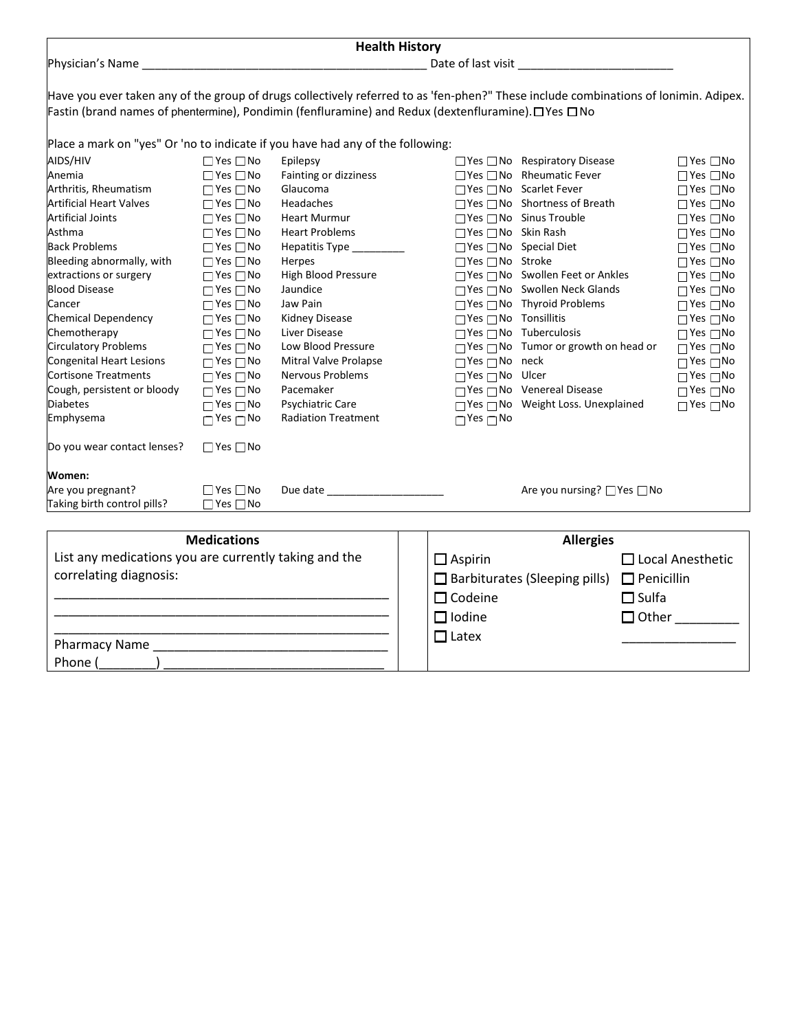## Health History

Physician's Name ____________________________________________ Date of last visit ________________________

Have you ever taken any of the group of drugs collectively referred to as 'fen-phen?" These include combinations of lonimin. Adipex. Fastin (brand names of phentermine), Pondimin (fenfluramine) and Redux (dextenfluramine). ☐ Yes ☐ No

Place a mark on "yes" Or 'no to indicate if you have had any of the following:

| Condition | | Condition | | Condition | |
|---|---|---|---|---|---|
| AIDS/HIV | ☐ Yes ☐ No | Epilepsy | ☐ Yes ☐ No | Respiratory Disease | ☐ Yes ☐ No |
| Anemia | ☐ Yes ☐ No | Fainting or dizziness | ☐ Yes ☐ No | Rheumatic Fever | ☐ Yes ☐ No |
| Arthritis, Rheumatism | ☐ Yes ☐ No | Glaucoma | ☐ Yes ☐ No | Scarlet Fever | ☐ Yes ☐ No |
| Artificial Heart Valves | ☐ Yes ☐ No | Headaches | ☐ Yes ☐ No | Shortness of Breath | ☐ Yes ☐ No |
| Artificial Joints | ☐ Yes ☐ No | Heart Murmur | ☐ Yes ☐ No | Sinus Trouble | ☐ Yes ☐ No |
| Asthma | ☐ Yes ☐ No | Heart Problems | ☐ Yes ☐ No | Skin Rash | ☐ Yes ☐ No |
| Back Problems | ☐ Yes ☐ No | Hepatitis Type _________ | ☐ Yes ☐ No | Special Diet | ☐ Yes ☐ No |
| Bleeding abnormally, with | ☐ Yes ☐ No | Herpes | ☐ Yes ☐ No | Stroke | ☐ Yes ☐ No |
| extractions or surgery | ☐ Yes ☐ No | High Blood Pressure | ☐ Yes ☐ No | Swollen Feet or Ankles | ☐ Yes ☐ No |
| Blood Disease | ☐ Yes ☐ No | Jaundice | ☐ Yes ☐ No | Swollen Neck Glands | ☐ Yes ☐ No |
| Cancer | ☐ Yes ☐ No | Jaw Pain | ☐ Yes ☐ No | Thyroid Problems | ☐ Yes ☐ No |
| Chemical Dependency | ☐ Yes ☐ No | Kidney Disease | ☐ Yes ☐ No | Tonsillitis | ☐ Yes ☐ No |
| Chemotherapy | ☐ Yes ☐ No | Liver Disease | ☐ Yes ☐ No | Tuberculosis | ☐ Yes ☐ No |
| Circulatory Problems | ☐ Yes ☐ No | Low Blood Pressure | ☐ Yes ☐ No | Tumor or growth on head or | ☐ Yes ☐ No |
| Congenital Heart Lesions | ☐ Yes ☐ No | Mitral Valve Prolapse | ☐ Yes ☐ No | neck | ☐ Yes ☐ No |
| Cortisone Treatments | ☐ Yes ☐ No | Nervous Problems | ☐ Yes ☐ No | Ulcer | ☐ Yes ☐ No |
| Cough, persistent or bloody | ☐ Yes ☐ No | Pacemaker | ☐ Yes ☐ No | Venereal Disease | ☐ Yes ☐ No |
| Diabetes | ☐ Yes ☐ No | Psychiatric Care | ☐ Yes ☐ No | Weight Loss. Unexplained | ☐ Yes ☐ No |
| Emphysema | ☐ Yes ☐ No | Radiation Treatment | ☐ Yes ☐ No | | |

Do you wear contact lenses? ☐ Yes ☐ No

**Women:**

Are you pregnant? ☐ Yes ☐ No Due date ___________________ Are you nursing? ☐ Yes ☐ No

Taking birth control pills? ☐ Yes ☐ No

### Medications

List any medications you are currently taking and the correlating diagnosis:

_______________________________________________

_______________________________________________

_______________________________________________

Pharmacy Name ________________________________

Phone (________) ______________________________

### Allergies

- ☐ Aspirin
- ☐ Barbiturates (Sleeping pills)
- ☐ Codeine
- ☐ Iodine
- ☐ Latex
- ☐ Local Anesthetic
- ☐ Penicillin
- ☐ Sulfa
- ☐ Other _________ _______________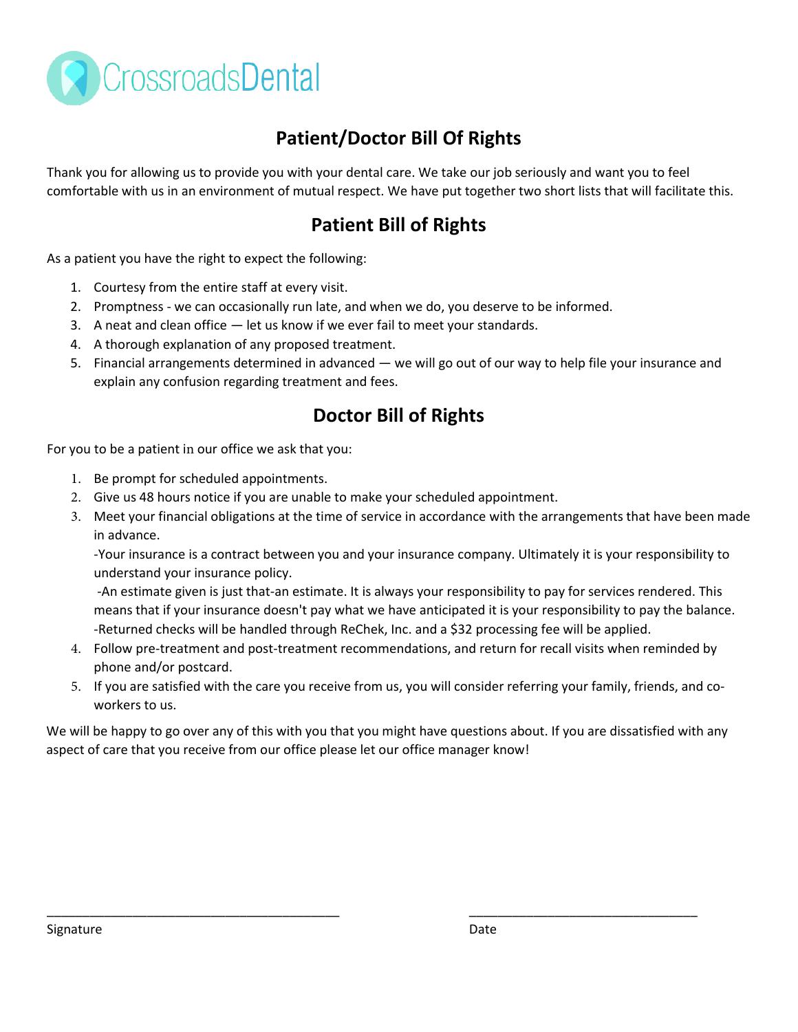CrossroadsDental

# Patient/Doctor Bill Of Rights

Thank you for allowing us to provide you with your dental care. We take our job seriously and want you to feel comfortable with us in an environment of mutual respect. We have put together two short lists that will facilitate this.

## Patient Bill of Rights

As a patient you have the right to expect the following:

1. Courtesy from the entire staff at every visit.
2. Promptness - we can occasionally run late, and when we do, you deserve to be informed.
3. A neat and clean office — let us know if we ever fail to meet your standards.
4. A thorough explanation of any proposed treatment.
5. Financial arrangements determined in advanced — we will go out of our way to help file your insurance and explain any confusion regarding treatment and fees.

## Doctor Bill of Rights

For you to be a patient in our office we ask that you:

1. Be prompt for scheduled appointments.
2. Give us 48 hours notice if you are unable to make your scheduled appointment.
3. Meet your financial obligations at the time of service in accordance with the arrangements that have been made in advance.
   -Your insurance is a contract between you and your insurance company. Ultimately it is your responsibility to understand your insurance policy.
   -An estimate given is just that-an estimate. It is always your responsibility to pay for services rendered. This means that if your insurance doesn't pay what we have anticipated it is your responsibility to pay the balance.
   -Returned checks will be handled through ReChek, Inc. and a $32 processing fee will be applied.
4. Follow pre-treatment and post-treatment recommendations, and return for recall visits when reminded by phone and/or postcard.
5. If you are satisfied with the care you receive from us, you will consider referring your family, friends, and co-workers to us.

We will be happy to go over any of this with you that you might have questions about. If you are dissatisfied with any aspect of care that you receive from our office please let our office manager know!

_________________________________________ Signature

________________________________ Date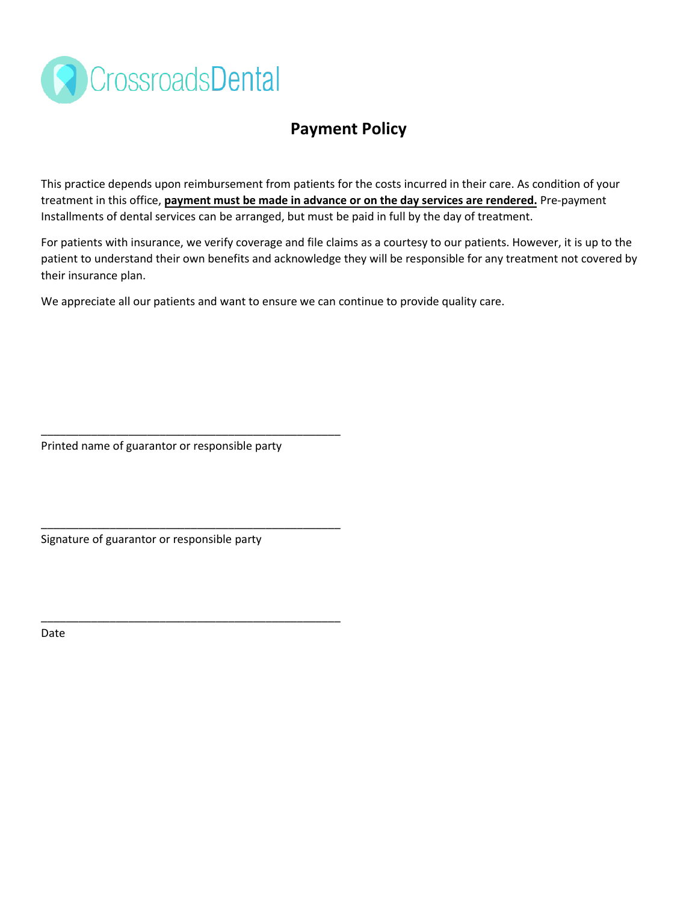CrossroadsDental

# Payment Policy

This practice depends upon reimbursement from patients for the costs incurred in their care. As condition of your treatment in this office, **payment must be made in advance or on the day services are rendered.** Pre-payment Installments of dental services can be arranged, but must be paid in full by the day of treatment.

For patients with insurance, we verify coverage and file claims as a courtesy to our patients. However, it is up to the patient to understand their own benefits and acknowledge they will be responsible for any treatment not covered by their insurance plan.

We appreciate all our patients and want to ensure we can continue to provide quality care.

_______________________________________________

Printed name of guarantor or responsible party

_______________________________________________

Signature of guarantor or responsible party

_______________________________________________

Date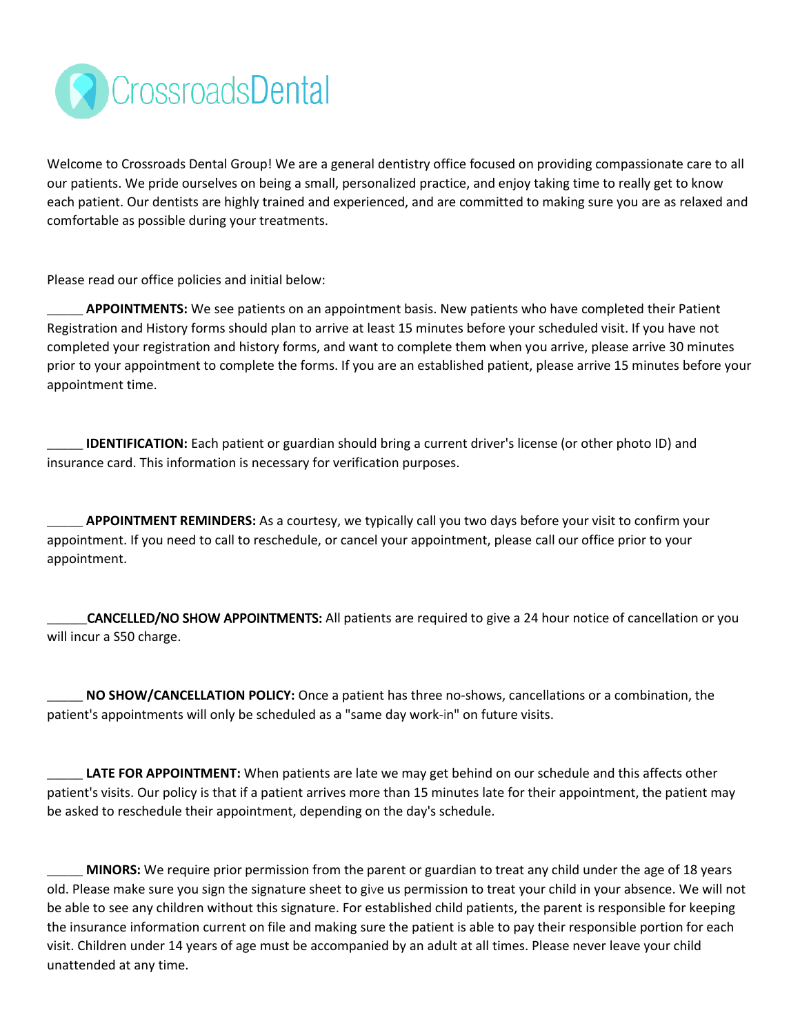CrossroadsDental

Welcome to Crossroads Dental Group! We are a general dentistry office focused on providing compassionate care to all our patients. We pride ourselves on being a small, personalized practice, and enjoy taking time to really get to know each patient. Our dentists are highly trained and experienced, and are committed to making sure you are as relaxed and comfortable as possible during your treatments.

Please read our office policies and initial below:

_____ **APPOINTMENTS:** We see patients on an appointment basis. New patients who have completed their Patient Registration and History forms should plan to arrive at least 15 minutes before your scheduled visit. If you have not completed your registration and history forms, and want to complete them when you arrive, please arrive 30 minutes prior to your appointment to complete the forms. If you are an established patient, please arrive 15 minutes before your appointment time.

_____ **IDENTIFICATION:** Each patient or guardian should bring a current driver's license (or other photo ID) and insurance card. This information is necessary for verification purposes.

_____ **APPOINTMENT REMINDERS:** As a courtesy, we typically call you two days before your visit to confirm your appointment. If you need to call to reschedule, or cancel your appointment, please call our office prior to your appointment.

______**CANCELLED/NO SHOW APPOINTMENTS:** All patients are required to give a 24 hour notice of cancellation or you will incur a S50 charge.

_____ **NO SHOW/CANCELLATION POLICY:** Once a patient has three no-shows, cancellations or a combination, the patient's appointments will only be scheduled as a "same day work-in" on future visits.

_____ **LATE FOR APPOINTMENT:** When patients are late we may get behind on our schedule and this affects other patient's visits. Our policy is that if a patient arrives more than 15 minutes late for their appointment, the patient may be asked to reschedule their appointment, depending on the day's schedule.

_____ **MINORS:** We require prior permission from the parent or guardian to treat any child under the age of 18 years old. Please make sure you sign the signature sheet to give us permission to treat your child in your absence. We will not be able to see any children without this signature. For established child patients, the parent is responsible for keeping the insurance information current on file and making sure the patient is able to pay their responsible portion for each visit. Children under 14 years of age must be accompanied by an adult at all times. Please never leave your child unattended at any time.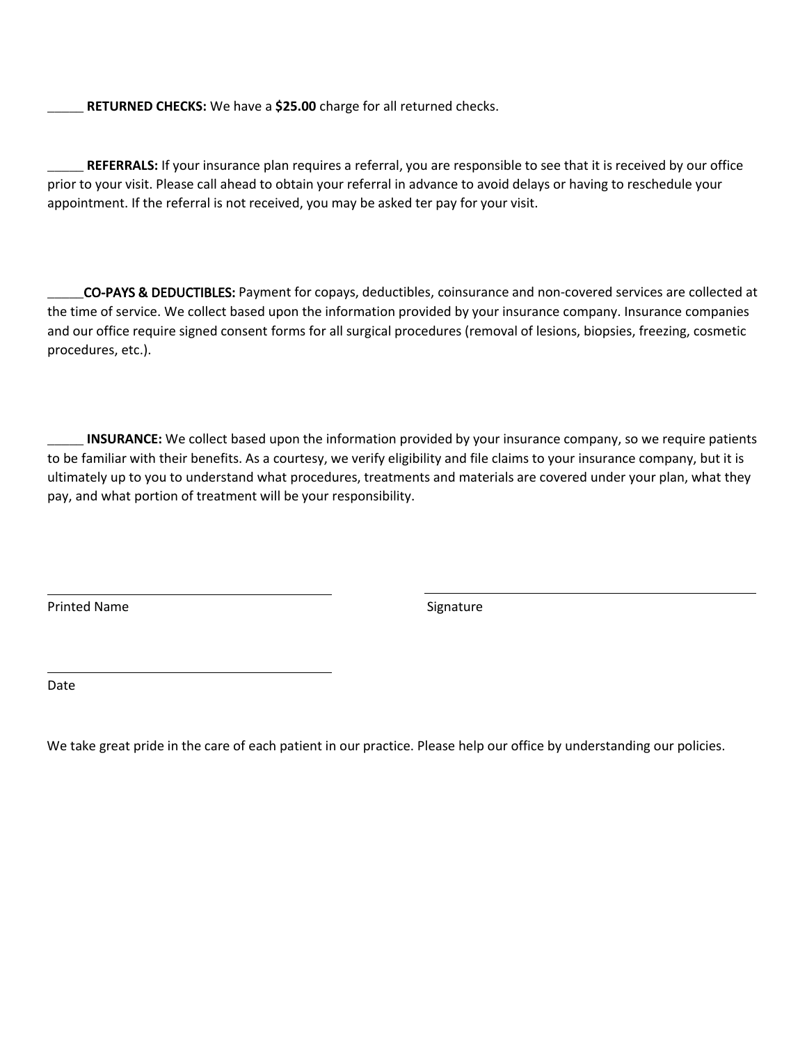_____ **RETURNED CHECKS:** We have a **$25.00** charge for all returned checks.

_____ **REFERRALS:** If your insurance plan requires a referral, you are responsible to see that it is received by our office prior to your visit. Please call ahead to obtain your referral in advance to avoid delays or having to reschedule your appointment. If the referral is not received, you may be asked ter pay for your visit.

_____**CO-PAYS & DEDUCTIBLES:** Payment for copays, deductibles, coinsurance and non-covered services are collected at the time of service. We collect based upon the information provided by your insurance company. Insurance companies and our office require signed consent forms for all surgical procedures (removal of lesions, biopsies, freezing, cosmetic procedures, etc.).

_____ **INSURANCE:** We collect based upon the information provided by your insurance company, so we require patients to be familiar with their benefits. As a courtesy, we verify eligibility and file claims to your insurance company, but it is ultimately up to you to understand what procedures, treatments and materials are covered under your plan, what they pay, and what portion of treatment will be your responsibility.

______________________________ Printed Name

______________________________ Signature

______________________________ Date

We take great pride in the care of each patient in our practice. Please help our office by understanding our policies.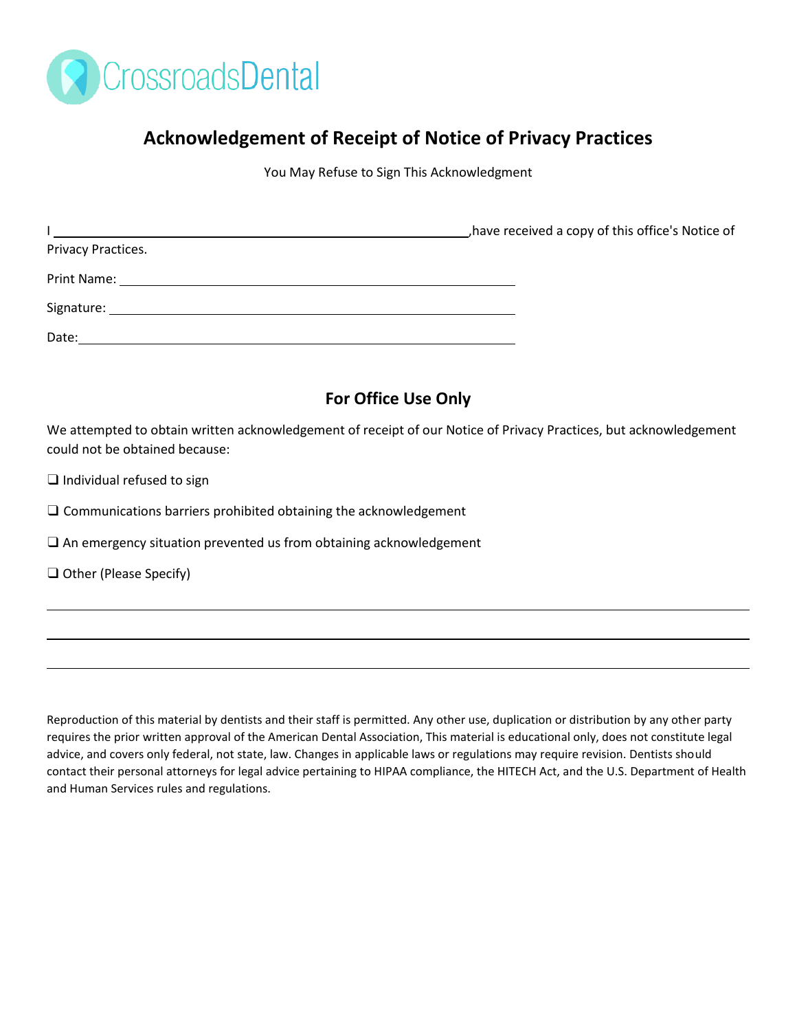CrossroadsDental

# Acknowledgement of Receipt of Notice of Privacy Practices

You May Refuse to Sign This Acknowledgment

I \_\_\_\_\_\_\_\_\_\_\_\_\_\_\_\_\_\_\_\_\_\_\_\_\_\_\_\_\_\_\_\_\_\_\_\_\_\_\_\_\_\_\_\_\_\_,have received a copy of this office's Notice of Privacy Practices.

Print Name: \_\_\_\_\_\_\_\_\_\_\_\_\_\_\_\_\_\_\_\_\_\_\_\_\_\_\_\_\_\_\_\_\_\_\_\_\_\_\_\_

Signature: \_\_\_\_\_\_\_\_\_\_\_\_\_\_\_\_\_\_\_\_\_\_\_\_\_\_\_\_\_\_\_\_\_\_\_\_\_\_\_\_

Date:\_\_\_\_\_\_\_\_\_\_\_\_\_\_\_\_\_\_\_\_\_\_\_\_\_\_\_\_\_\_\_\_\_\_\_\_\_\_\_\_\_\_

## For Office Use Only

We attempted to obtain written acknowledgement of receipt of our Notice of Privacy Practices, but acknowledgement could not be obtained because:

❑ Individual refused to sign

❑ Communications barriers prohibited obtaining the acknowledgement

❑ An emergency situation prevented us from obtaining acknowledgement

❑ Other (Please Specify)

\_\_\_\_\_\_\_\_\_\_\_\_\_\_\_\_\_\_\_\_\_\_\_\_\_\_\_\_\_\_\_\_\_\_\_\_\_\_\_\_\_\_\_\_\_\_\_\_\_\_\_\_\_\_\_\_\_\_\_\_

\_\_\_\_\_\_\_\_\_\_\_\_\_\_\_\_\_\_\_\_\_\_\_\_\_\_\_\_\_\_\_\_\_\_\_\_\_\_\_\_\_\_\_\_\_\_\_\_\_\_\_\_\_\_\_\_\_\_\_\_

\_\_\_\_\_\_\_\_\_\_\_\_\_\_\_\_\_\_\_\_\_\_\_\_\_\_\_\_\_\_\_\_\_\_\_\_\_\_\_\_\_\_\_\_\_\_\_\_\_\_\_\_\_\_\_\_\_\_\_\_

Reproduction of this material by dentists and their staff is permitted. Any other use, duplication or distribution by any other party requires the prior written approval of the American Dental Association, This material is educational only, does not constitute legal advice, and covers only federal, not state, law. Changes in applicable laws or regulations may require revision. Dentists should contact their personal attorneys for legal advice pertaining to HIPAA compliance, the HITECH Act, and the U.S. Department of Health and Human Services rules and regulations.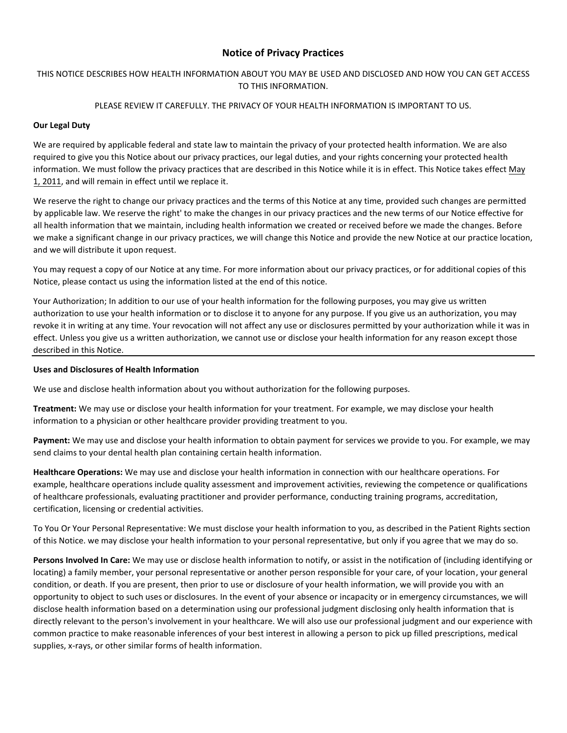# Notice of Privacy Practices

THIS NOTICE DESCRIBES HOW HEALTH INFORMATION ABOUT YOU MAY BE USED AND DISCLOSED AND HOW YOU CAN GET ACCESS TO THIS INFORMATION.

PLEASE REVIEW IT CAREFULLY. THE PRIVACY OF YOUR HEALTH INFORMATION IS IMPORTANT TO US.

**Our Legal Duty**

We are required by applicable federal and state law to maintain the privacy of your protected health information. We are also required to give you this Notice about our privacy practices, our legal duties, and your rights concerning your protected health information. We must follow the privacy practices that are described in this Notice while it is in effect. This Notice takes effect May 1, 2011, and will remain in effect until we replace it.

We reserve the right to change our privacy practices and the terms of this Notice at any time, provided such changes are permitted by applicable law. We reserve the right' to make the changes in our privacy practices and the new terms of our Notice effective for all health information that we maintain, including health information we created or received before we made the changes. Before we make a significant change in our privacy practices, we will change this Notice and provide the new Notice at our practice location, and we will distribute it upon request.

You may request a copy of our Notice at any time. For more information about our privacy practices, or for additional copies of this Notice, please contact us using the information listed at the end of this notice.

Your Authorization; In addition to our use of your health information for the following purposes, you may give us written authorization to use your health information or to disclose it to anyone for any purpose. If you give us an authorization, you may revoke it in writing at any time. Your revocation will not affect any use or disclosures permitted by your authorization while it was in effect. Unless you give us a written authorization, we cannot use or disclose your health information for any reason except those described in this Notice.

---

**Uses and Disclosures of Health Information**

We use and disclose health information about you without authorization for the following purposes.

**Treatment:** We may use or disclose your health information for your treatment. For example, we may disclose your health information to a physician or other healthcare provider providing treatment to you.

**Payment:** We may use and disclose your health information to obtain payment for services we provide to you. For example, we may send claims to your dental health plan containing certain health information.

**Healthcare Operations:** We may use and disclose your health information in connection with our healthcare operations. For example, healthcare operations include quality assessment and improvement activities, reviewing the competence or qualifications of healthcare professionals, evaluating practitioner and provider performance, conducting training programs, accreditation, certification, licensing or credential activities.

To You Or Your Personal Representative: We must disclose your health information to you, as described in the Patient Rights section of this Notice. we may disclose your health information to your personal representative, but only if you agree that we may do so.

**Persons Involved In Care:** We may use or disclose health information to notify, or assist in the notification of (including identifying or locating) a family member, your personal representative or another person responsible for your care, of your location, your general condition, or death. If you are present, then prior to use or disclosure of your health information, we will provide you with an opportunity to object to such uses or disclosures. In the event of your absence or incapacity or in emergency circumstances, we will disclose health information based on a determination using our professional judgment disclosing only health information that is directly relevant to the person's involvement in your healthcare. We will also use our professional judgment and our experience with common practice to make reasonable inferences of your best interest in allowing a person to pick up filled prescriptions, medical supplies, x-rays, or other similar forms of health information.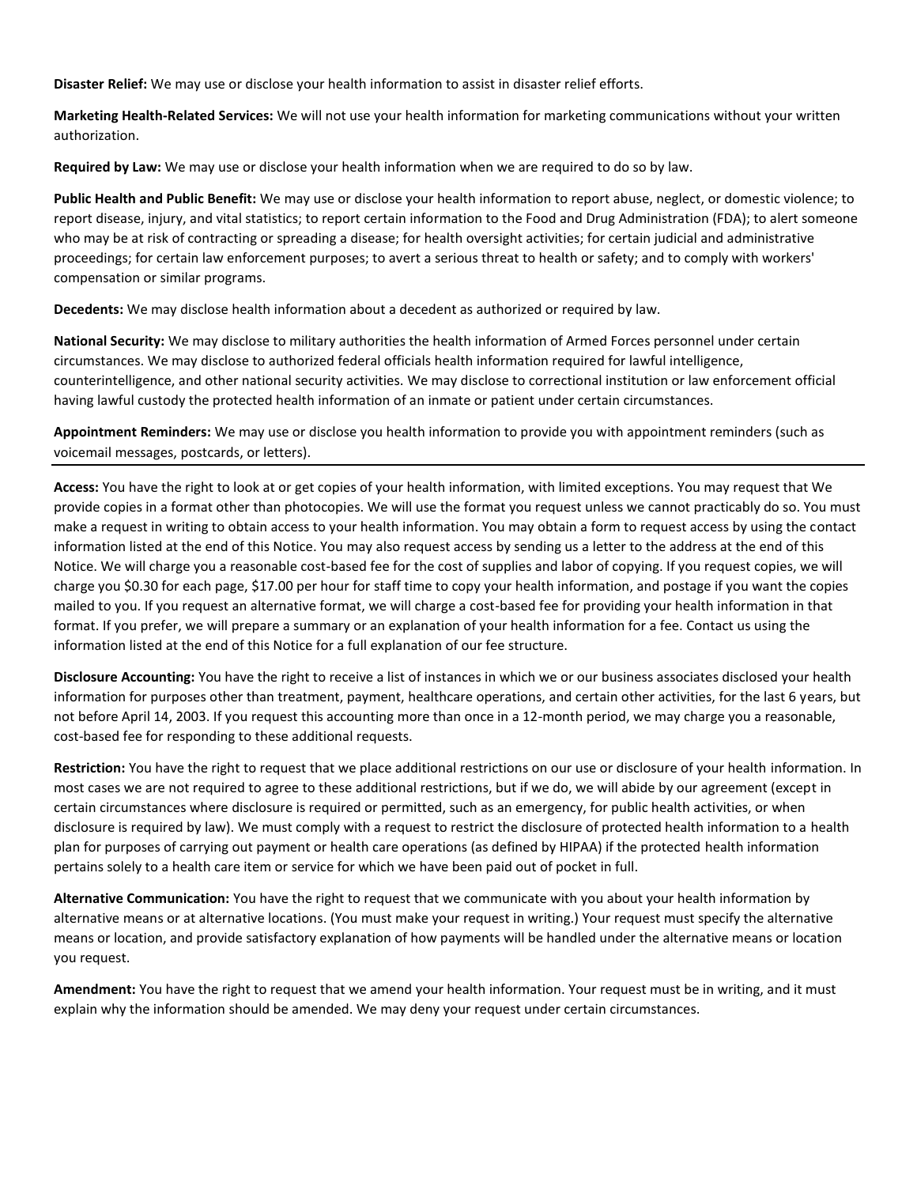**Disaster Relief:** We may use or disclose your health information to assist in disaster relief efforts.

**Marketing Health-Related Services:** We will not use your health information for marketing communications without your written authorization.

**Required by Law:** We may use or disclose your health information when we are required to do so by law.

**Public Health and Public Benefit:** We may use or disclose your health information to report abuse, neglect, or domestic violence; to report disease, injury, and vital statistics; to report certain information to the Food and Drug Administration (FDA); to alert someone who may be at risk of contracting or spreading a disease; for health oversight activities; for certain judicial and administrative proceedings; for certain law enforcement purposes; to avert a serious threat to health or safety; and to comply with workers' compensation or similar programs.

**Decedents:** We may disclose health information about a decedent as authorized or required by law.

**National Security:** We may disclose to military authorities the health information of Armed Forces personnel under certain circumstances. We may disclose to authorized federal officials health information required for lawful intelligence, counterintelligence, and other national security activities. We may disclose to correctional institution or law enforcement official having lawful custody the protected health information of an inmate or patient under certain circumstances.

**Appointment Reminders:** We may use or disclose you health information to provide you with appointment reminders (such as voicemail messages, postcards, or letters).

---

**Access:** You have the right to look at or get copies of your health information, with limited exceptions. You may request that We provide copies in a format other than photocopies. We will use the format you request unless we cannot practicably do so. You must make a request in writing to obtain access to your health information. You may obtain a form to request access by using the contact information listed at the end of this Notice. You may also request access by sending us a letter to the address at the end of this Notice. We will charge you a reasonable cost-based fee for the cost of supplies and labor of copying. If you request copies, we will charge you $0.30 for each page, $17.00 per hour for staff time to copy your health information, and postage if you want the copies mailed to you. If you request an alternative format, we will charge a cost-based fee for providing your health information in that format. If you prefer, we will prepare a summary or an explanation of your health information for a fee. Contact us using the information listed at the end of this Notice for a full explanation of our fee structure.

**Disclosure Accounting:** You have the right to receive a list of instances in which we or our business associates disclosed your health information for purposes other than treatment, payment, healthcare operations, and certain other activities, for the last 6 years, but not before April 14, 2003. If you request this accounting more than once in a 12-month period, we may charge you a reasonable, cost-based fee for responding to these additional requests.

**Restriction:** You have the right to request that we place additional restrictions on our use or disclosure of your health information. In most cases we are not required to agree to these additional restrictions, but if we do, we will abide by our agreement (except in certain circumstances where disclosure is required or permitted, such as an emergency, for public health activities, or when disclosure is required by law). We must comply with a request to restrict the disclosure of protected health information to a health plan for purposes of carrying out payment or health care operations (as defined by HIPAA) if the protected health information pertains solely to a health care item or service for which we have been paid out of pocket in full.

**Alternative Communication:** You have the right to request that we communicate with you about your health information by alternative means or at alternative locations. (You must make your request in writing.) Your request must specify the alternative means or location, and provide satisfactory explanation of how payments will be handled under the alternative means or location you request.

**Amendment:** You have the right to request that we amend your health information. Your request must be in writing, and it must explain why the information should be amended. We may deny your request under certain circumstances.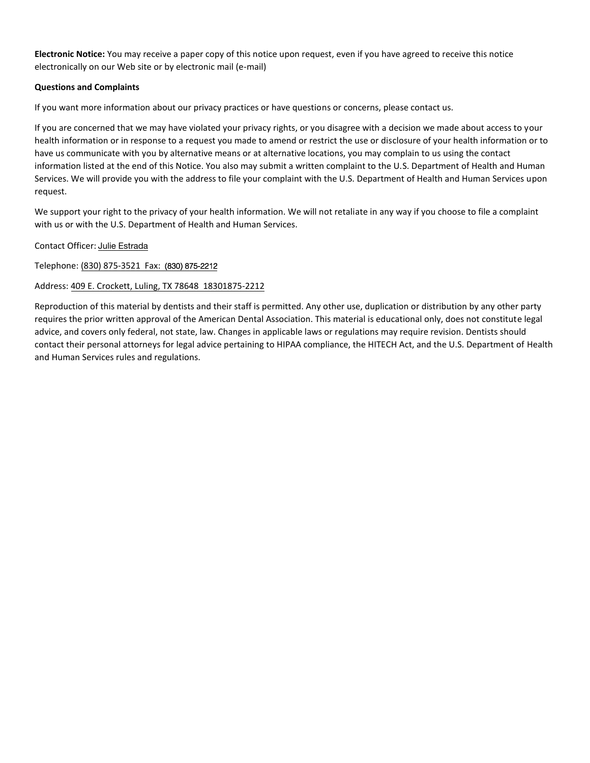**Electronic Notice:** You may receive a paper copy of this notice upon request, even if you have agreed to receive this notice electronically on our Web site or by electronic mail (e-mail)

**Questions and Complaints**

If you want more information about our privacy practices or have questions or concerns, please contact us.

If you are concerned that we may have violated your privacy rights, or you disagree with a decision we made about access to your health information or in response to a request you made to amend or restrict the use or disclosure of your health information or to have us communicate with you by alternative means or at alternative locations, you may complain to us using the contact information listed at the end of this Notice. You also may submit a written complaint to the U.S. Department of Health and Human Services. We will provide you with the address to file your complaint with the U.S. Department of Health and Human Services upon request.

We support your right to the privacy of your health information. We will not retaliate in any way if you choose to file a complaint with us or with the U.S. Department of Health and Human Services.

Contact Officer: Julie Estrada

Telephone: (830) 875-3521 Fax: (830) 875-2212

Address: 409 E. Crockett, Luling, TX 78648 18301875-2212

Reproduction of this material by dentists and their staff is permitted. Any other use, duplication or distribution by any other party requires the prior written approval of the American Dental Association. This material is educational only, does not constitute legal advice, and covers only federal, not state, law. Changes in applicable laws or regulations may require revision. Dentists should contact their personal attorneys for legal advice pertaining to HIPAA compliance, the HITECH Act, and the U.S. Department of Health and Human Services rules and regulations.